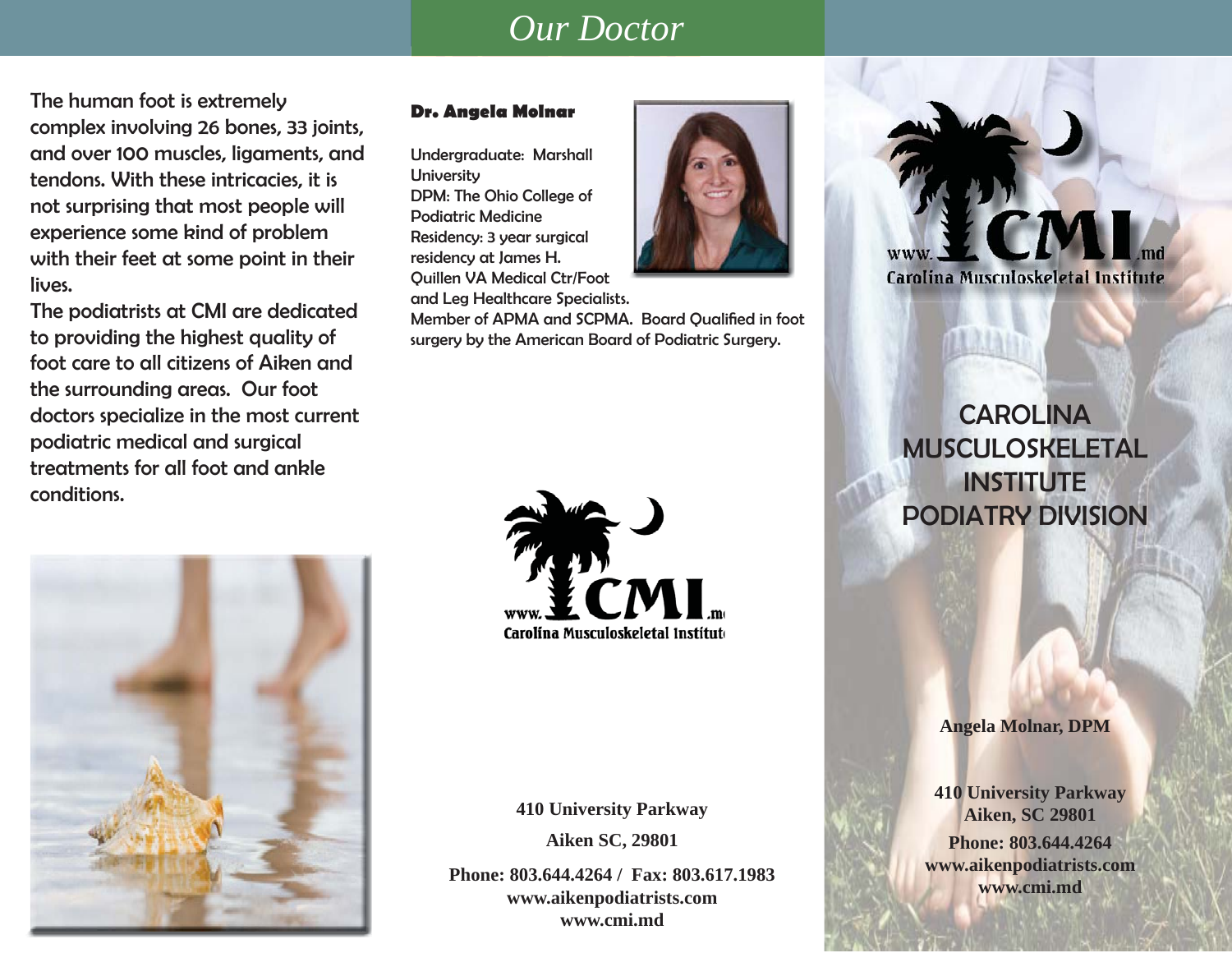The human foot is extremely complex involving 26 bones, 33 joints, and over 100 muscles, ligaments, and tendons. With these intricacies, it is not surprising that most people will experience some kind of problem with their feet at some point in their lives.

The podiatrists at CMI are dedicated to providing the highest quality of foot care to all citizens of Aiken and the surrounding areas. Our foot doctors specialize in the most current podiatric medical and surgical treatments for all foot and ankle conditions.

# *Our Doctor*

**Dr. Angela Molnar**

Undergraduate: Marshall University
DPM: The Ohio College of Podiatric Medicine
Residency: 3 year surgical residency at James H. Quillen VA Medical Ctr/Foot and Leg Healthcare Specialists.
Member of APMA and SCPMA. Board Qualified in foot surgery by the American Board of Podiatric Surgery.

www.CMI.md
Carolina Musculoskeletal Institute

**410 University Parkway**

**Aiken SC, 29801**

**Phone: 803.644.4264 / Fax: 803.617.1983**
**www.aikenpodiatrists.com**
**www.cmi.md**

www.CMI.md
Carolina Musculoskeletal Institute

# CAROLINA MUSCULOSKELETAL INSTITUTE PODIATRY DIVISION

**Angela Molnar, DPM**

**410 University Parkway**
**Aiken, SC 29801**
**Phone: 803.644.4264**
**www.aikenpodiatrists.com**
**www.cmi.md**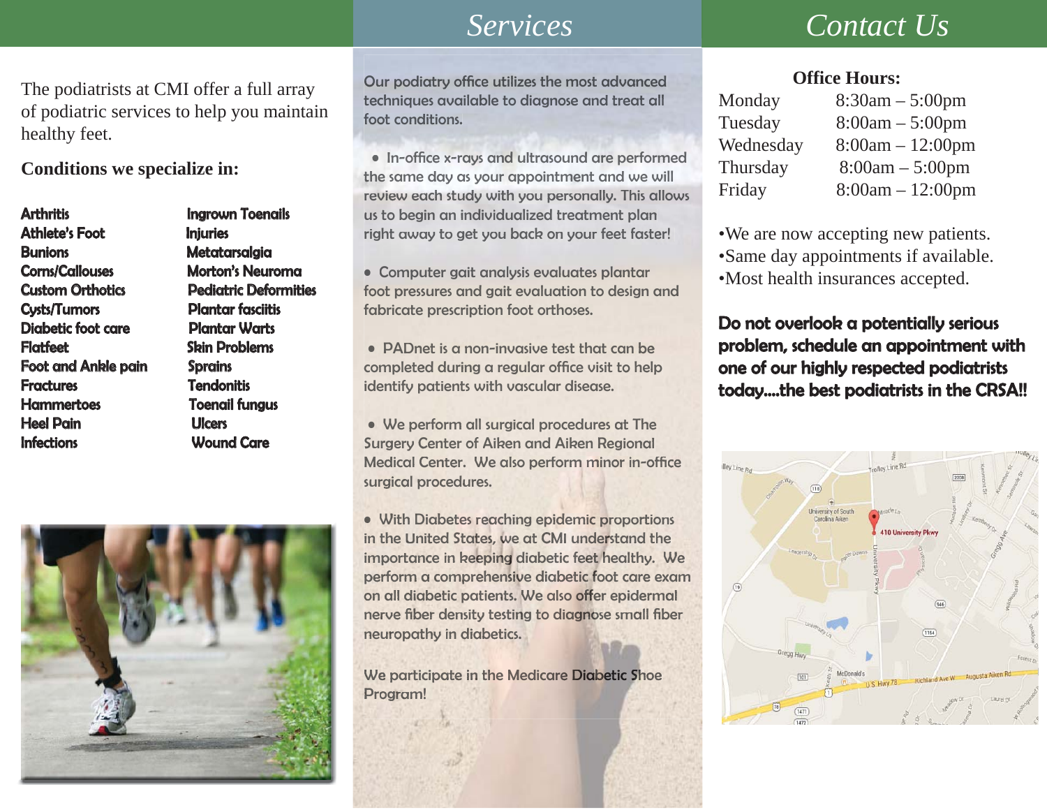The podiatrists at CMI offer a full array of podiatric services to help you maintain healthy feet.

**Conditions we specialize in:**

- Arthritis
- Athlete's Foot
- Bunions
- Corns/Callouses
- Custom Orthotics
- Cysts/Tumors
- Diabetic foot care
- Flatfeet
- Foot and Ankle pain
- Fractures
- Hammertoes
- Heel Pain
- Infections
- Ingrown Toenails
- Injuries
- Metatarsalgia
- Morton's Neuroma
- Pediatric Deformities
- Plantar fasciitis
- Plantar Warts
- Skin Problems
- Sprains
- Tendonitis
- Toenail fungus
- Ulcers
- Wound Care

# Services

Our podiatry office utilizes the most advanced techniques available to diagnose and treat all foot conditions.

- In-office x-rays and ultrasound are performed the same day as your appointment and we will review each study with you personally. This allows us to begin an individualized treatment plan right away to get you back on your feet faster!
- Computer gait analysis evaluates plantar foot pressures and gait evaluation to design and fabricate prescription foot orthoses.
- PADnet is a non-invasive test that can be completed during a regular office visit to help identify patients with vascular disease.
- We perform all surgical procedures at The Surgery Center of Aiken and Aiken Regional Medical Center. We also perform minor in-office surgical procedures.
- With Diabetes reaching epidemic proportions in the United States, we at CMI understand the importance in keeping diabetic feet healthy. We perform a comprehensive diabetic foot care exam on all diabetic patients. We also offer epidermal nerve fiber density testing to diagnose small fiber neuropathy in diabetics.

We participate in the Medicare Diabetic Shoe Program!

# Contact Us

**Office Hours:**

| | |
|---|---|
| Monday | 8:30am – 5:00pm |
| Tuesday | 8:00am – 5:00pm |
| Wednesday | 8:00am – 12:00pm |
| Thursday | 8:00am – 5:00pm |
| Friday | 8:00am – 12:00pm |

- We are now accepting new patients.
- Same day appointments if available.
- Most health insurances accepted.

**Do not overlook a potentially serious problem, schedule an appointment with one of our highly respected podiatrists today....the best podiatrists in the CRSA!!**

410 University Pkwy